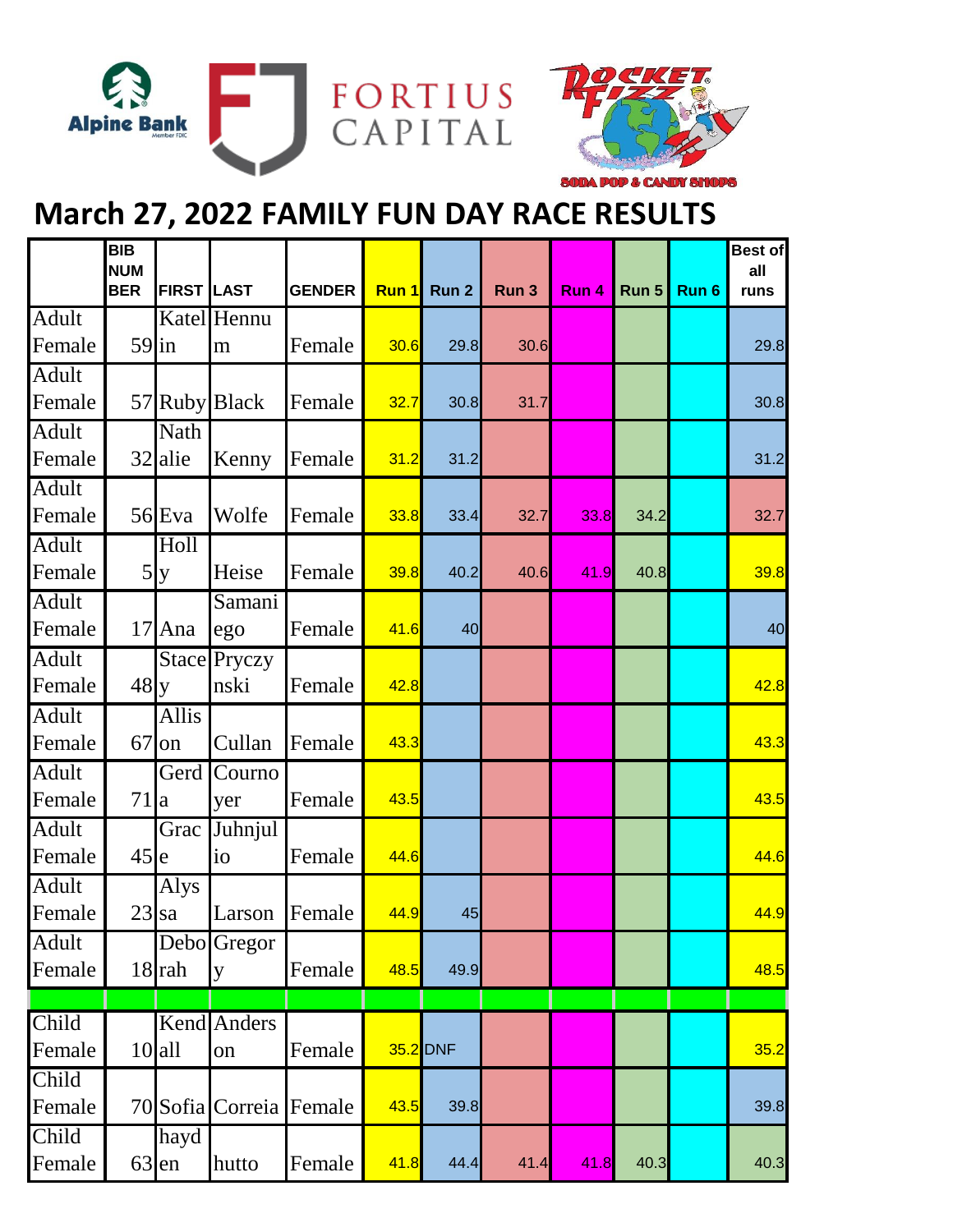# March 27, 2022 FAMILY FUN DAY RACE RESULTS

| | BIB NUMBER | FIRST | LAST | GENDER | Run 1 | Run 2 | Run 3 | Run 4 | Run 5 | Run 6 | Best of all runs |
|---|---|---|---|---|---|---|---|---|---|---|---|
| Adult Female | 59 | Katelin | Hennum | Female | 30.6 | 29.8 | 30.6 | | | | 29.8 |
| Adult Female | 57 | Ruby | Black | Female | 32.7 | 30.8 | 31.7 | | | | 30.8 |
| Adult Female | 32 | Nathalie | Kenny | Female | 31.2 | 31.2 | | | | | 31.2 |
| Adult Female | 56 | Eva | Wolfe | Female | 33.8 | 33.4 | 32.7 | 33.8 | 34.2 | | 32.7 |
| Adult Female | 5 | Holly | Heise | Female | 39.8 | 40.2 | 40.6 | 41.9 | 40.8 | | 39.8 |
| Adult Female | 17 | Ana | Samaniego | Female | 41.6 | 40 | | | | | 40 |
| Adult Female | 48 | Stacey | Pryczynski | Female | 42.8 | | | | | | 42.8 |
| Adult Female | 67 | Allison | Cullan | Female | 43.3 | | | | | | 43.3 |
| Adult Female | 71 | Gerda | Cournoyer | Female | 43.5 | | | | | | 43.5 |
| Adult Female | 45 | Grace | Juhnjulio | Female | 44.6 | | | | | | 44.6 |
| Adult Female | 23 | Alyssa | Larson | Female | 44.9 | 45 | | | | | 44.9 |
| Adult Female | 18 | Deborah | Gregory | Female | 48.5 | 49.9 | | | | | 48.5 |
| | | | | | | | | | | | |
| Child Female | 10 | Kendall | Anderson | Female | 35.2 | DNF | | | | | 35.2 |
| Child Female | 70 | Sofia | Correia | Female | 43.5 | 39.8 | | | | | 39.8 |
| Child Female | 63 | hayden | hutto | Female | 41.8 | 44.4 | 41.4 | 41.8 | 40.3 | | 40.3 |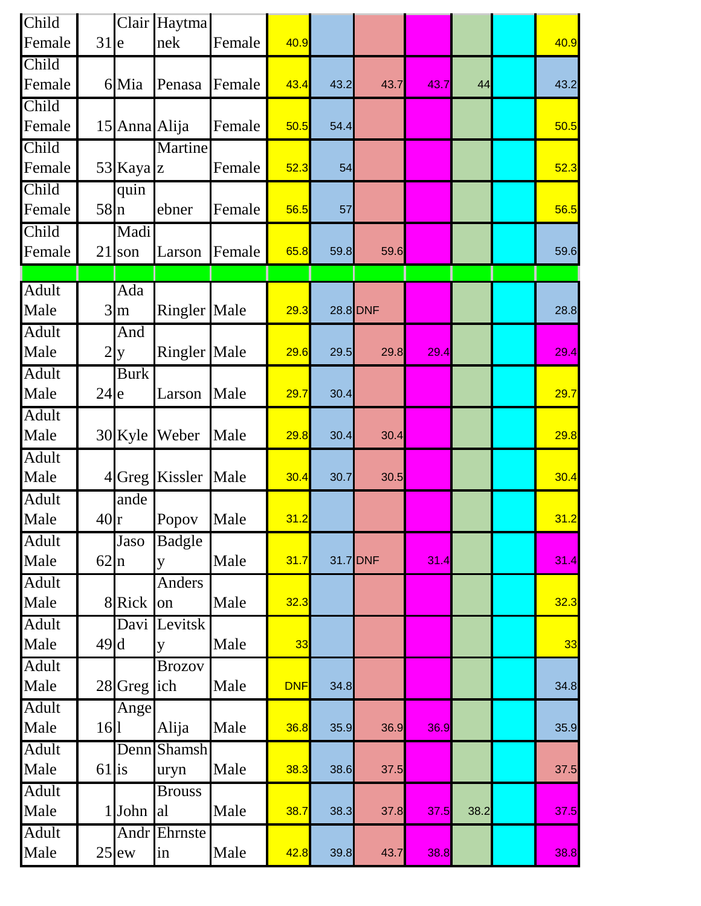| | | | | | | | | | | | |
|---|---|---|---|---|---|---|---|---|---|---|---|
| Child Female | 31 | Claire | Haytmanek | Female | 40.9 | | | | | | 40.9 |
| Child Female | 6 | Mia | Penasa | Female | 43.4 | 43.2 | 43.7 | 43.7 | 44 | | 43.2 |
| Child Female | 15 | Anna | Alija | Female | 50.5 | 54.4 | | | | | 50.5 |
| Child Female | 53 | Kaya | Martinez | Female | 52.3 | 54 | | | | | 52.3 |
| Child Female | 58 | quinn | ebner | Female | 56.5 | 57 | | | | | 56.5 |
| Child Female | 21 | Madison | Larson | Female | 65.8 | 59.8 | 59.6 | | | | 59.6 |
| | | | | | | | | | | | |
| Adult Male | 3 | Adam | Ringler | Male | 29.3 | 28.8 | DNF | | | | 28.8 |
| Adult Male | 2 | Andy | Ringler | Male | 29.6 | 29.5 | 29.8 | 29.4 | | | 29.4 |
| Adult Male | 24 | Burke | Larson | Male | 29.7 | 30.4 | | | | | 29.7 |
| Adult Male | 30 | Kyle | Weber | Male | 29.8 | 30.4 | 30.4 | | | | 29.8 |
| Adult Male | 4 | Greg | Kissler | Male | 30.4 | 30.7 | 30.5 | | | | 30.4 |
| Adult Male | 40 | ander | Popov | Male | 31.2 | | | | | | 31.2 |
| Adult Male | 62 | Jason | Badgley | Male | 31.7 | 31.7 | DNF | 31.4 | | | 31.4 |
| Adult Male | 8 | Rick | Anderson | Male | 32.3 | | | | | | 32.3 |
| Adult Male | 49 | David | Levitsky | Male | 33 | | | | | | 33 |
| Adult Male | 28 | Greg | Brozovich | Male | DNF | 34.8 | | | | | 34.8 |
| Adult Male | 16 | Angel | Alija | Male | 36.8 | 35.9 | 36.9 | 36.9 | | | 35.9 |
| Adult Male | 61 | Dennis | Shamshuryn | Male | 38.3 | 38.6 | 37.5 | | | | 37.5 |
| Adult Male | 1 | John | Broussal | Male | 38.7 | 38.3 | 37.8 | 37.5 | 38.2 | | 37.5 |
| Adult Male | 25 | Andrew | Ehrnstein | Male | 42.8 | 39.8 | 43.7 | 38.8 | | | 38.8 |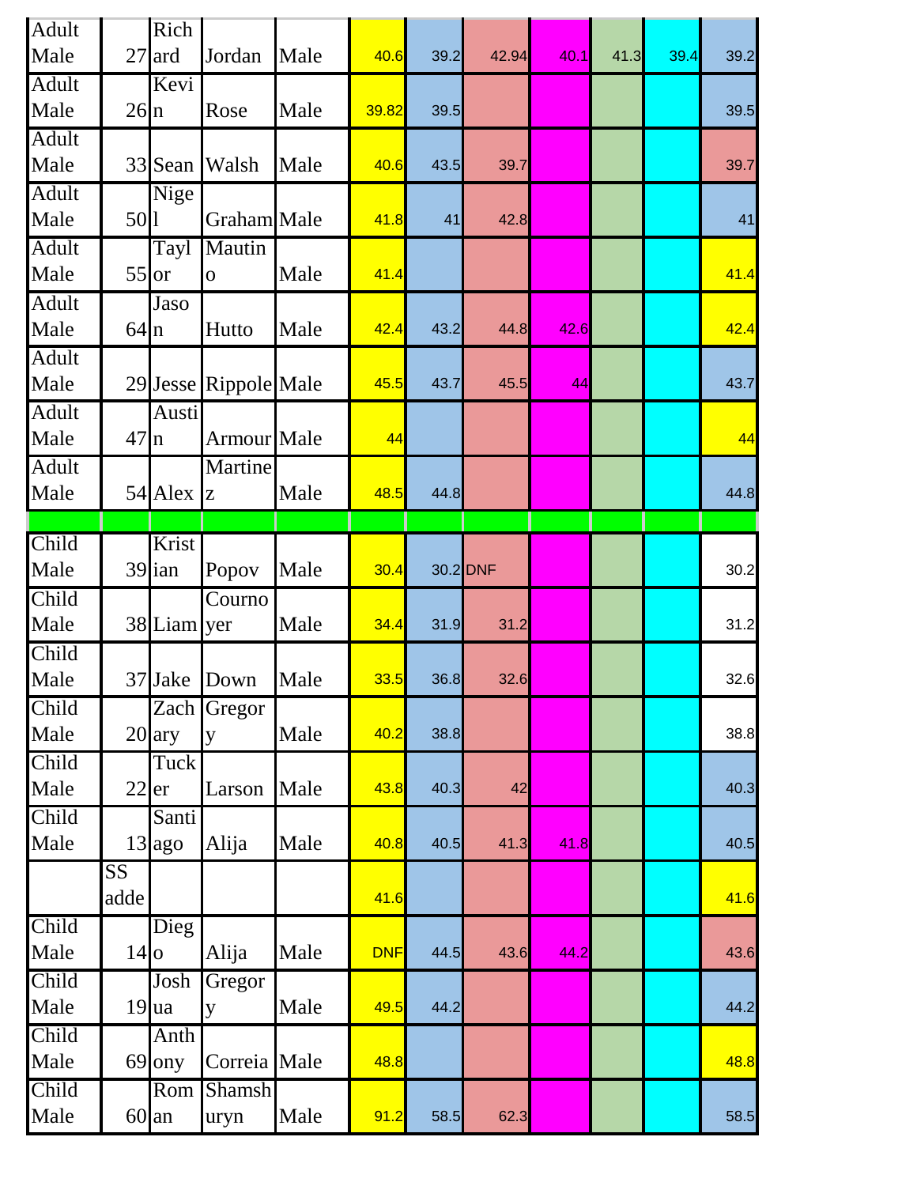| Adult Male | 27 | Richard | Jordan | Male | 40.6 | 39.2 | 42.94 | 40.1 | 41.3 | 39.4 | 39.2 |
|---|---|---|---|---|---|---|---|---|---|---|---|
| Adult Male | 26 | Kevin | Rose | Male | 39.82 | 39.5 | | | | | 39.5 |
| Adult Male | 33 | Sean | Walsh | Male | 40.6 | 43.5 | 39.7 | | | | 39.7 |
| Adult Male | 50 | Nigel | Graham | Male | 41.8 | 41 | 42.8 | | | | 41 |
| Adult Male | 55 | Taylor | Mautino | Male | 41.4 | | | | | | 41.4 |
| Adult Male | 64 | Jason | Hutto | Male | 42.4 | 43.2 | 44.8 | 42.6 | | | 42.4 |
| Adult Male | 29 | Jesse | Rippole | Male | 45.5 | 43.7 | 45.5 | 44 | | | 43.7 |
| Adult Male | 47 | Austin | Armour | Male | 44 | | | | | | 44 |
| Adult Male | 54 | Alex | Martinez | Male | 48.5 | 44.8 | | | | | 44.8 |
| | | | | | | | | | | | |
| Child Male | 39 | Kristian | Popov | Male | 30.4 | 30.2 | DNF | | | | 30.2 |
| Child Male | 38 | Liam | Cournoyer | Male | 34.4 | 31.9 | 31.2 | | | | 31.2 |
| Child Male | 37 | Jake | Down | Male | 33.5 | 36.8 | 32.6 | | | | 32.6 |
| Child Male | 20 | Zachary | Gregory | Male | 40.2 | 38.8 | | | | | 38.8 |
| Child Male | 22 | Tucker | Larson | Male | 43.8 | 40.3 | 42 | | | | 40.3 |
| Child Male | 13 | Santiago | Alija | Male | 40.8 | 40.5 | 41.3 | 41.8 | | | 40.5 |
| | SS adde | | | | 41.6 | | | | | | 41.6 |
| Child Male | 14 | Diego | Alija | Male | DNF | 44.5 | 43.6 | 44.2 | | | 43.6 |
| Child Male | 19 | Joshua | Gregory | Male | 49.5 | 44.2 | | | | | 44.2 |
| Child Male | 69 | Anthony | Correia | Male | 48.8 | | | | | | 48.8 |
| Child Male | 60 | Roman | Shamshuryn | Male | 91.2 | 58.5 | 62.3 | | | | 58.5 |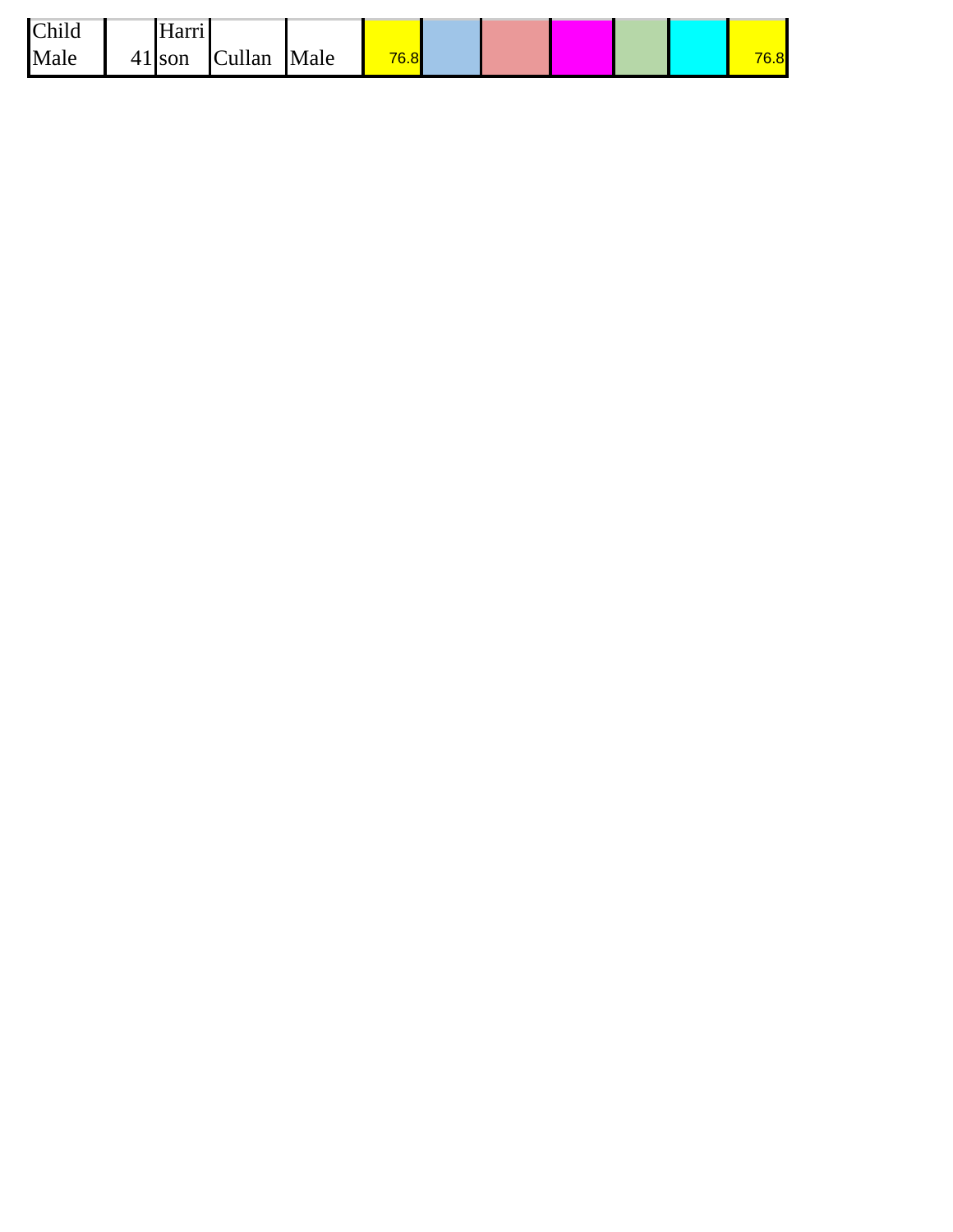| | | | | | | | | | | | |
|---|---|---|---|---|---|---|---|---|---|---|---|
| Child Male | 41 | Harrison | Cullan | Male | 76.8 | | | | | | 76.8 |